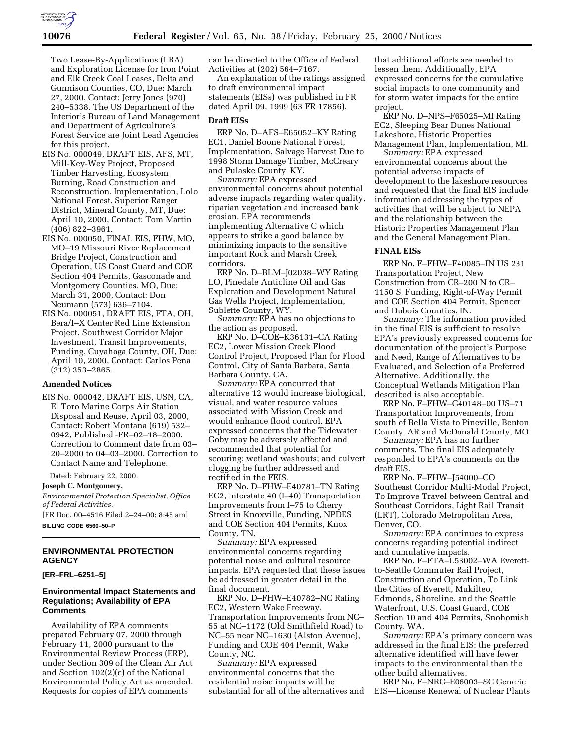Two Lease-By-Applications (LBA) and Exploration License for Iron Point and Elk Creek Coal Leases, Delta and Gunnison Counties, CO, Due: March 27, 2000, Contact: Jerry Jones (970) 240–5338. The US Department of the Interior's Bureau of Land Management and Department of Agriculture's Forest Service are Joint Lead Agencies for this project.

EIS No. 000049, DRAFT EIS, AFS, MT, Mill-Key-Wey Project, Proposed Timber Harvesting, Ecosystem Burning, Road Construction and Reconstruction, Implementation, Lolo National Forest, Superior Ranger District, Mineral County, MT, Due: April 10, 2000, Contact: Tom Martin (406) 822–3961.

EIS No. 000050, FINAL EIS, FHW, MO, MO–19 Missouri River Replacement Bridge Project, Construction and Operation, US Coast Guard and COE Section 404 Permits, Gasconade and Montgomery Counties, MO, Due: March 31, 2000, Contact: Don Neumann (573) 636–7104.

EIS No. 000051, DRAFT EIS, FTA, OH, Bera/I–X Center Red Line Extension Project, Southwest Corridor Major Investment, Transit Improvements, Funding, Cuyahoga County, OH, Due: April 10, 2000, Contact: Carlos Pena (312) 353–2865.

### Amended Notices

EIS No. 000042, DRAFT EIS, USN, CA, El Toro Marine Corps Air Station Disposal and Reuse, April 03, 2000, Contact: Robert Montana (619) 532–0942, Published -FR–02–18–2000. Correction to Comment date from 03–20–2000 to 04–03–2000. Correction to Contact Name and Telephone.

Dated: February 22, 2000.

**Joseph C. Montgomery,**

*Environmental Protection Specialist, Office of Federal Activities.*

[FR Doc. 00–4516 Filed 2–24–00; 8:45 am]

**BILLING CODE 6560–50–P**

## ENVIRONMENTAL PROTECTION AGENCY

**[ER–FRL–6251–5]**

## Environmental Impact Statements and Regulations; Availability of EPA Comments

Availability of EPA comments prepared February 07, 2000 through February 11, 2000 pursuant to the Environmental Review Process (ERP), under Section 309 of the Clean Air Act and Section 102(2)(c) of the National Environmental Policy Act as amended. Requests for copies of EPA comments can be directed to the Office of Federal Activities at (202) 564–7167.

An explanation of the ratings assigned to draft environmental impact statements (EISs) was published in FR dated April 09, 1999 (63 FR 17856).

### Draft EISs

ERP No. D–AFS–E65052–KY Rating EC1, Daniel Boone National Forest, Implementation, Salvage Harvest Due to 1998 Storm Damage Timber, McCreary and Pulaske County, KY.

*Summary:* EPA expressed environmental concerns about potential adverse impacts regarding water quality, riparian vegetation and increased bank erosion. EPA recommends implementing Alternative C which appears to strike a good balance by minimizing impacts to the sensitive important Rock and Marsh Creek corridors.

ERP No. D–BLM–J02038–WY Rating LO, Pinedale Anticline Oil and Gas Exploration and Development Natural Gas Wells Project, Implementation, Sublette County, WY.

*Summary:* EPA has no objections to the action as proposed.

ERP No. D–COE–K36131–CA Rating EC2, Lower Mission Creek Flood Control Project, Proposed Plan for Flood Control, City of Santa Barbara, Santa Barbara County, CA.

*Summary:* EPA concurred that alternative 12 would increase biological, visual, and water resource values associated with Mission Creek and would enhance flood control. EPA expressed concerns that the Tidewater Goby may be adversely affected and recommended that potential for scouring; wetland washouts; and culvert clogging be further addressed and rectified in the FEIS.

ERP No. D–FHW–E40781–TN Rating EC2, Interstate 40 (I–40) Transportation Improvements from I–75 to Cherry Street in Knoxville, Funding, NPDES and COE Section 404 Permits, Knox County, TN.

*Summary:* EPA expressed environmental concerns regarding potential noise and cultural resource impacts. EPA requested that these issues be addressed in greater detail in the final document.

ERP No. D–FHW–E40782–NC Rating EC2, Western Wake Freeway, Transportation Improvements from NC–55 at NC–1172 (Old Smithfield Road) to NC–55 near NC–1630 (Alston Avenue), Funding and COE 404 Permit, Wake County, NC.

*Summary:* EPA expressed environmental concerns that the residential noise impacts will be substantial for all of the alternatives and that additional efforts are needed to lessen them. Additionally, EPA expressed concerns for the cumulative social impacts to one community and for storm water impacts for the entire project.

ERP No. D–NPS–F65025–MI Rating EC2, Sleeping Bear Dunes National Lakeshore, Historic Properties Management Plan, Implementation, MI.

*Summary:* EPA expressed environmental concerns about the potential adverse impacts of development to the lakeshore resources and requested that the final EIS include information addressing the types of activities that will be subject to NEPA and the relationship between the Historic Properties Management Plan and the General Management Plan.

### FINAL EISs

ERP No. F–FHW–F40085–IN US 231 Transportation Project, New Construction from CR–200 N to CR–1150 S, Funding, Right-of-Way Permit and COE Section 404 Permit, Spencer and Dubois Counties, IN.

*Summary:* The information provided in the final EIS is sufficient to resolve EPA's previously expressed concerns for documentation of the project's Purpose and Need, Range of Alternatives to be Evaluated, and Selection of a Preferred Alternative. Additionally, the Conceptual Wetlands Mitigation Plan described is also acceptable.

ERP No. F–FHW–G40148–00 US–71 Transportation Improvements, from south of Bella Vista to Pineville, Benton County, AR and McDonald County, MO.

*Summary:* EPA has no further comments. The final EIS adequately responded to EPA's comments on the draft EIS.

ERP No. F–FHW–J54000–CO Southeast Corridor Multi-Modal Project, To Improve Travel between Central and Southeast Corridors, Light Rail Transit (LRT), Colorado Metropolitan Area, Denver, CO.

*Summary:* EPA continues to express concerns regarding potential indirect and cumulative impacts.

ERP No. F–FTA–L53002–WA Everett-to-Seattle Commuter Rail Project, Construction and Operation, To Link the Cities of Everett, Mukilteo, Edmonds, Shoreline, and the Seattle Waterfront, U.S. Coast Guard, COE Section 10 and 404 Permits, Snohomish County, WA.

*Summary:* EPA's primary concern was addressed in the final EIS: the preferred alternative identified will have fewer impacts to the environmental than the other build alternatives.

ERP No. F–NRC–E06003–SC Generic EIS—License Renewal of Nuclear Plants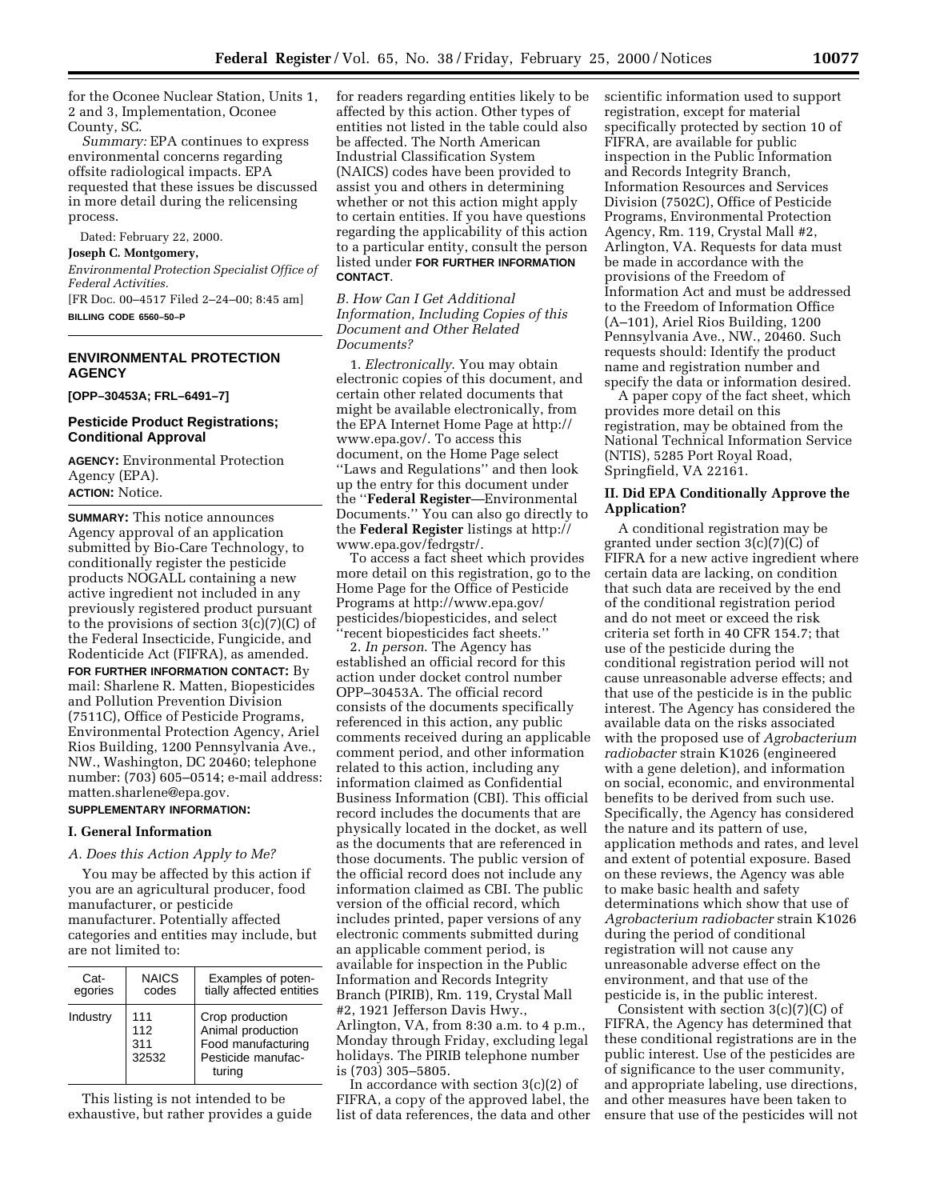for the Oconee Nuclear Station, Units 1, 2 and 3, Implementation, Oconee County, SC.

*Summary:* EPA continues to express environmental concerns regarding offsite radiological impacts. EPA requested that these issues be discussed in more detail during the relicensing process.

Dated: February 22, 2000.

**Joseph C. Montgomery,**

*Environmental Protection Specialist Office of Federal Activities.*

[FR Doc. 00–4517 Filed 2–24–00; 8:45 am]

**BILLING CODE 6560–50–P**

## ENVIRONMENTAL PROTECTION AGENCY

**[OPP–30453A; FRL–6491–7]**

### Pesticide Product Registrations; Conditional Approval

**AGENCY:** Environmental Protection Agency (EPA).

**ACTION:** Notice.

**SUMMARY:** This notice announces Agency approval of an application submitted by Bio-Care Technology, to conditionally register the pesticide products NOGALL containing a new active ingredient not included in any previously registered product pursuant to the provisions of section 3(c)(7)(C) of the Federal Insecticide, Fungicide, and Rodenticide Act (FIFRA), as amended.

**FOR FURTHER INFORMATION CONTACT:** By mail: Sharlene R. Matten, Biopesticides and Pollution Prevention Division (7511C), Office of Pesticide Programs, Environmental Protection Agency, Ariel Rios Building, 1200 Pennsylvania Ave., NW., Washington, DC 20460; telephone number: (703) 605–0514; e-mail address: matten.sharlene@epa.gov.

**SUPPLEMENTARY INFORMATION:**

### I. General Information

*A. Does this Action Apply to Me?*

You may be affected by this action if you are an agricultural producer, food manufacturer, or pesticide manufacturer. Potentially affected categories and entities may include, but are not limited to:

| Categories | NAICS codes | Examples of potentially affected entities |
|---|---|---|
| Industry | 111<br>112<br>311<br>32532 | Crop production<br>Animal production<br>Food manufacturing<br>Pesticide manufacturing |

This listing is not intended to be exhaustive, but rather provides a guide for readers regarding entities likely to be affected by this action. Other types of entities not listed in the table could also be affected. The North American Industrial Classification System (NAICS) codes have been provided to assist you and others in determining whether or not this action might apply to certain entities. If you have questions regarding the applicability of this action to a particular entity, consult the person listed under **FOR FURTHER INFORMATION CONTACT**.

*B. How Can I Get Additional Information, Including Copies of this Document and Other Related Documents?*

1. *Electronically*. You may obtain electronic copies of this document, and certain other related documents that might be available electronically, from the EPA Internet Home Page at http://www.epa.gov/. To access this document, on the Home Page select ''Laws and Regulations'' and then look up the entry for this document under the ''**Federal Register**—Environmental Documents.'' You can also go directly to the **Federal Register** listings at http://www.epa.gov/fedrgstr/.

To access a fact sheet which provides more detail on this registration, go to the Home Page for the Office of Pesticide Programs at http://www.epa.gov/pesticides/biopesticides, and select ''recent biopesticides fact sheets.''

2. *In person*. The Agency has established an official record for this action under docket control number OPP–30453A. The official record consists of the documents specifically referenced in this action, any public comments received during an applicable comment period, and other information related to this action, including any information claimed as Confidential Business Information (CBI). This official record includes the documents that are physically located in the docket, as well as the documents that are referenced in those documents. The public version of the official record does not include any information claimed as CBI. The public version of the official record, which includes printed, paper versions of any electronic comments submitted during an applicable comment period, is available for inspection in the Public Information and Records Integrity Branch (PIRIB), Rm. 119, Crystal Mall #2, 1921 Jefferson Davis Hwy., Arlington, VA, from 8:30 a.m. to 4 p.m., Monday through Friday, excluding legal holidays. The PIRIB telephone number is (703) 305–5805.

In accordance with section 3(c)(2) of FIFRA, a copy of the approved label, the list of data references, the data and other scientific information used to support registration, except for material specifically protected by section 10 of FIFRA, are available for public inspection in the Public Information and Records Integrity Branch, Information Resources and Services Division (7502C), Office of Pesticide Programs, Environmental Protection Agency, Rm. 119, Crystal Mall #2, Arlington, VA. Requests for data must be made in accordance with the provisions of the Freedom of Information Act and must be addressed to the Freedom of Information Office (A–101), Ariel Rios Building, 1200 Pennsylvania Ave., NW., 20460. Such requests should: Identify the product name and registration number and specify the data or information desired.

A paper copy of the fact sheet, which provides more detail on this registration, may be obtained from the National Technical Information Service (NTIS), 5285 Port Royal Road, Springfield, VA 22161.

### II. Did EPA Conditionally Approve the Application?

A conditional registration may be granted under section 3(c)(7)(C) of FIFRA for a new active ingredient where certain data are lacking, on condition that such data are received by the end of the conditional registration period and do not meet or exceed the risk criteria set forth in 40 CFR 154.7; that use of the pesticide during the conditional registration period will not cause unreasonable adverse effects; and that use of the pesticide is in the public interest. The Agency has considered the available data on the risks associated with the proposed use of *Agrobacterium radiobacter* strain K1026 (engineered with a gene deletion), and information on social, economic, and environmental benefits to be derived from such use. Specifically, the Agency has considered the nature and its pattern of use, application methods and rates, and level and extent of potential exposure. Based on these reviews, the Agency was able to make basic health and safety determinations which show that use of *Agrobacterium radiobacter* strain K1026 during the period of conditional registration will not cause any unreasonable adverse effect on the environment, and that use of the pesticide is, in the public interest.

Consistent with section 3(c)(7)(C) of FIFRA, the Agency has determined that these conditional registrations are in the public interest. Use of the pesticides are of significance to the user community, and appropriate labeling, use directions, and other measures have been taken to ensure that use of the pesticides will not